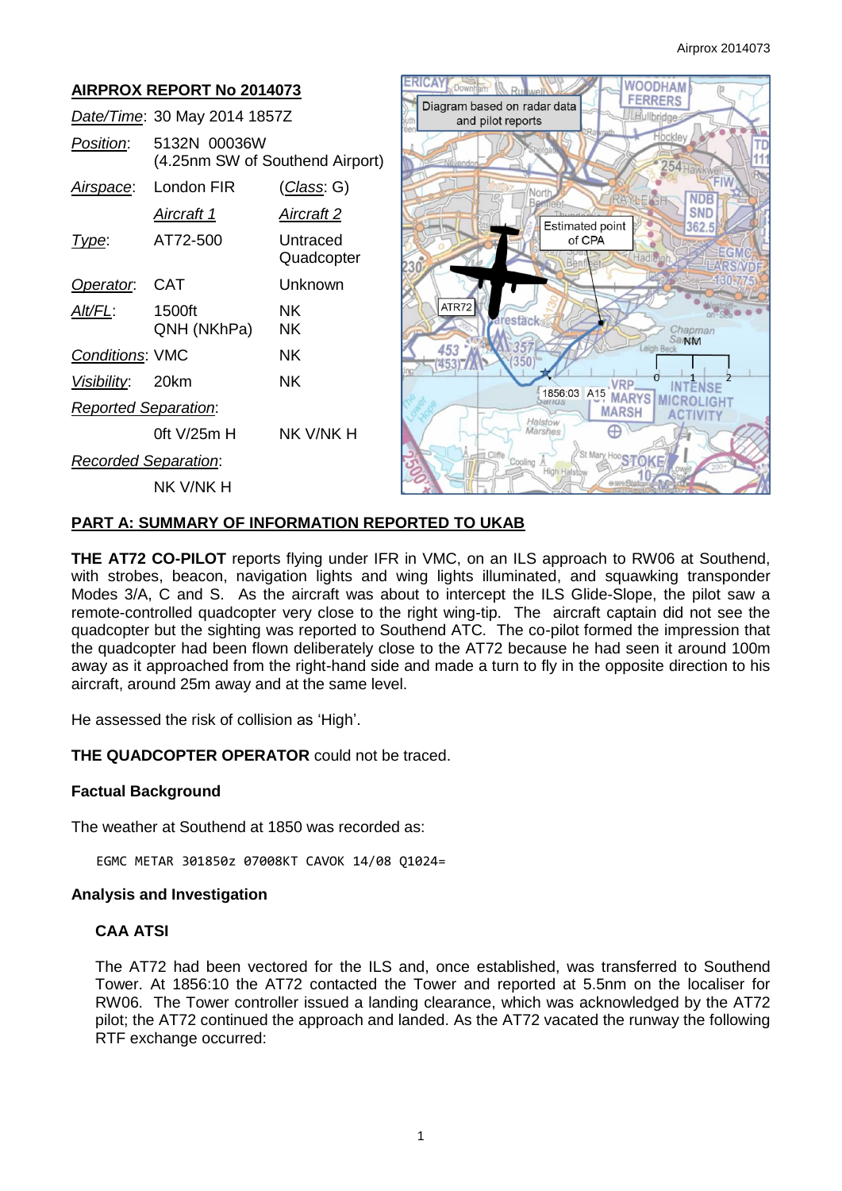## AIRPROX REPORT No 2014073

| | | |
|---|---|---|
| *Date/Time*: | 30 May 2014 1857Z | |
| *Position*: | 5132N 00036W (4.25nm SW of Southend Airport) | |
| *Airspace*: | London FIR | (*Class*: G) |
| | *Aircraft 1* | *Aircraft 2* |
| *Type*: | AT72-500 | Untraced Quadcopter |
| *Operator*: | CAT | Unknown |
| *Alt/FL*: | 1500ft QNH (NKhPa) | NK NK |
| *Conditions*: | VMC | NK |
| *Visibility*: | 20km | NK |
| *Reported Separation*: | | |
| | 0ft V/25m H | NK V/NK H |
| *Recorded Separation*: | | |
| | NK V/NK H | |

Diagram based on radar data and pilot reports

## PART A: SUMMARY OF INFORMATION REPORTED TO UKAB

**THE AT72 CO-PILOT** reports flying under IFR in VMC, on an ILS approach to RW06 at Southend, with strobes, beacon, navigation lights and wing lights illuminated, and squawking transponder Modes 3/A, C and S. As the aircraft was about to intercept the ILS Glide-Slope, the pilot saw a remote-controlled quadcopter very close to the right wing-tip. The aircraft captain did not see the quadcopter but the sighting was reported to Southend ATC. The co-pilot formed the impression that the quadcopter had been flown deliberately close to the AT72 because he had seen it around 100m away as it approached from the right-hand side and made a turn to fly in the opposite direction to his aircraft, around 25m away and at the same level.

He assessed the risk of collision as 'High'.

**THE QUADCOPTER OPERATOR** could not be traced.

### Factual Background

The weather at Southend at 1850 was recorded as:

```
EGMC METAR 301850z 07008KT CAVOK 14/08 Q1024=
```

### Analysis and Investigation

#### CAA ATSI

The AT72 had been vectored for the ILS and, once established, was transferred to Southend Tower. At 1856:10 the AT72 contacted the Tower and reported at 5.5nm on the localiser for RW06. The Tower controller issued a landing clearance, which was acknowledged by the AT72 pilot; the AT72 continued the approach and landed. As the AT72 vacated the runway the following RTF exchange occurred: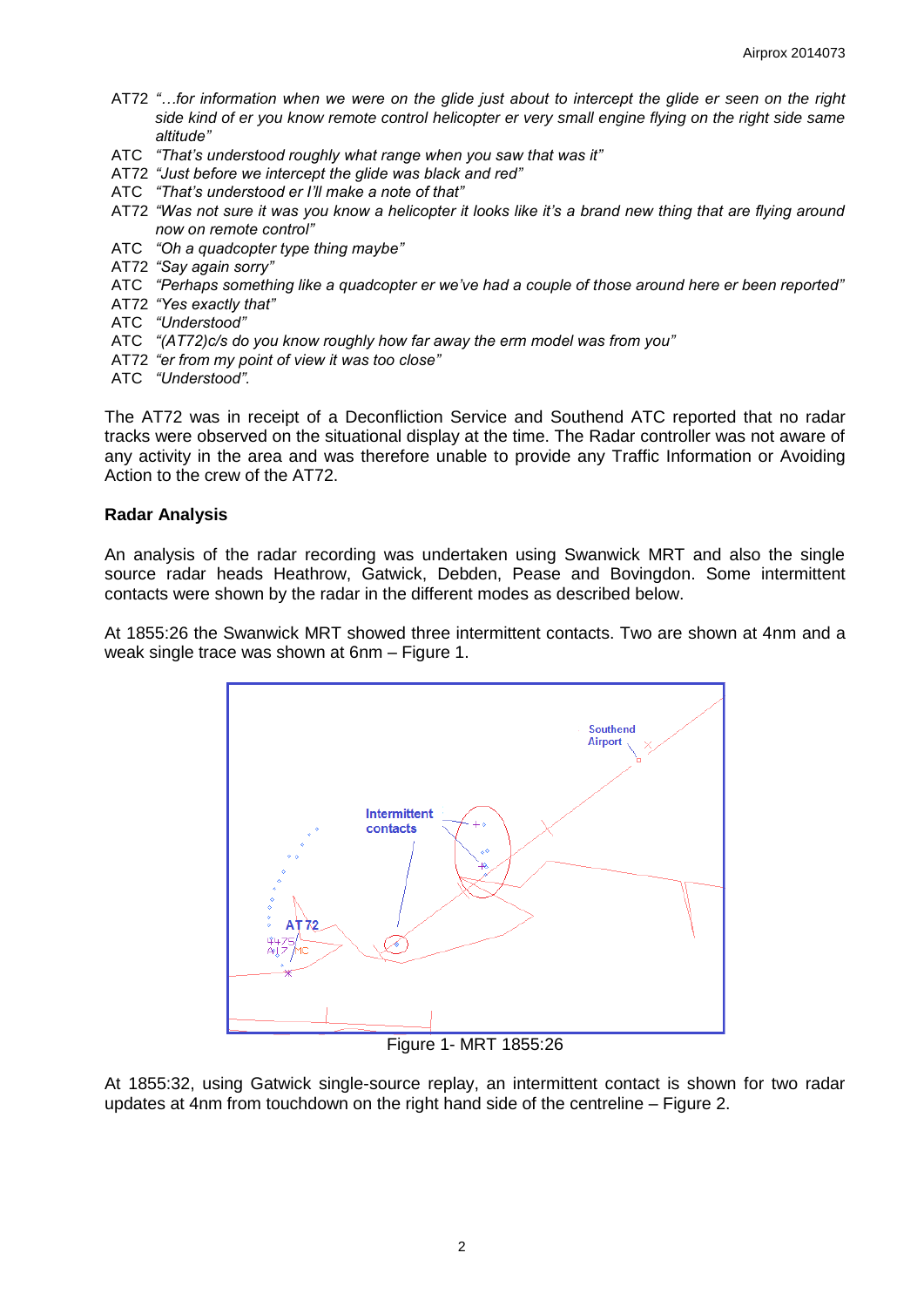AT72 *"…for information when we were on the glide just about to intercept the glide er seen on the right side kind of er you know remote control helicopter er very small engine flying on the right side same altitude"*

ATC *"That's understood roughly what range when you saw that was it"*

AT72 *"Just before we intercept the glide was black and red"*

ATC *"That's understood er I'll make a note of that"*

AT72 *"Was not sure it was you know a helicopter it looks like it's a brand new thing that are flying around now on remote control"*

ATC *"Oh a quadcopter type thing maybe"*

AT72 *"Say again sorry"*

ATC *"Perhaps something like a quadcopter er we've had a couple of those around here er been reported"*

AT72 *"Yes exactly that"*

ATC *"Understood"*

ATC *"(AT72)c/s do you know roughly how far away the erm model was from you"*

AT72 *"er from my point of view it was too close"*

ATC *"Understood"*.

The AT72 was in receipt of a Deconfliction Service and Southend ATC reported that no radar tracks were observed on the situational display at the time. The Radar controller was not aware of any activity in the area and was therefore unable to provide any Traffic Information or Avoiding Action to the crew of the AT72.

**Radar Analysis**

An analysis of the radar recording was undertaken using Swanwick MRT and also the single source radar heads Heathrow, Gatwick, Debden, Pease and Bovingdon. Some intermittent contacts were shown by the radar in the different modes as described below.

At 1855:26 the Swanwick MRT showed three intermittent contacts. Two are shown at 4nm and a weak single trace was shown at 6nm – Figure 1.

Figure 1- MRT 1855:26

At 1855:32, using Gatwick single-source replay, an intermittent contact is shown for two radar updates at 4nm from touchdown on the right hand side of the centreline – Figure 2.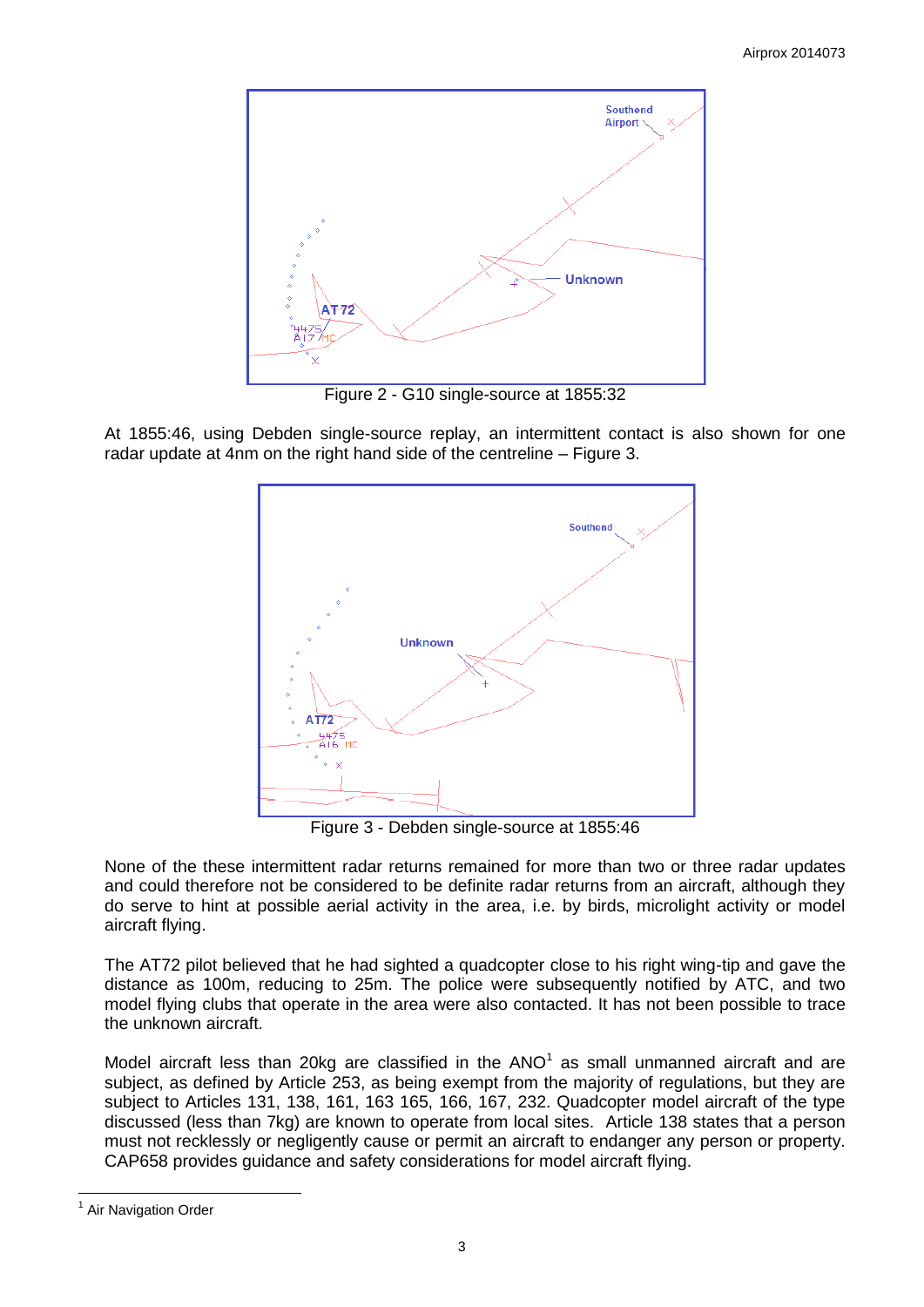Figure 2 - G10 single-source at 1855:32

At 1855:46, using Debden single-source replay, an intermittent contact is also shown for one radar update at 4nm on the right hand side of the centreline – Figure 3.

Figure 3 - Debden single-source at 1855:46

None of the these intermittent radar returns remained for more than two or three radar updates and could therefore not be considered to be definite radar returns from an aircraft, although they do serve to hint at possible aerial activity in the area, i.e. by birds, microlight activity or model aircraft flying.

The AT72 pilot believed that he had sighted a quadcopter close to his right wing-tip and gave the distance as 100m, reducing to 25m. The police were subsequently notified by ATC, and two model flying clubs that operate in the area were also contacted. It has not been possible to trace the unknown aircraft.

Model aircraft less than 20kg are classified in the ANO[1] as small unmanned aircraft and are subject, as defined by Article 253, as being exempt from the majority of regulations, but they are subject to Articles 131, 138, 161, 163 165, 166, 167, 232. Quadcopter model aircraft of the type discussed (less than 7kg) are known to operate from local sites. Article 138 states that a person must not recklessly or negligently cause or permit an aircraft to endanger any person or property. CAP658 provides guidance and safety considerations for model aircraft flying.

[1] Air Navigation Order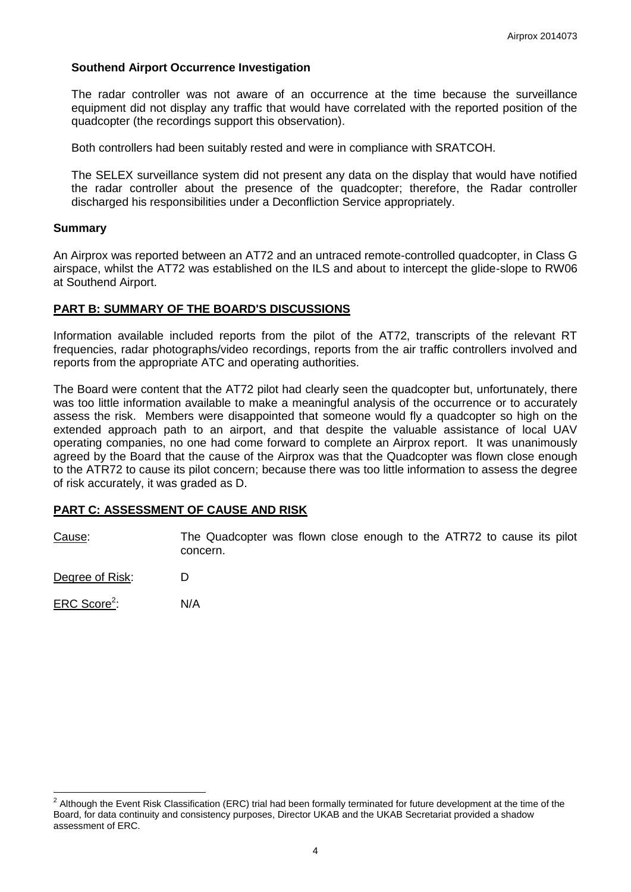**Southend Airport Occurrence Investigation**

The radar controller was not aware of an occurrence at the time because the surveillance equipment did not display any traffic that would have correlated with the reported position of the quadcopter (the recordings support this observation).

Both controllers had been suitably rested and were in compliance with SRATCOH.

The SELEX surveillance system did not present any data on the display that would have notified the radar controller about the presence of the quadcopter; therefore, the Radar controller discharged his responsibilities under a Deconfliction Service appropriately.

## Summary

An Airprox was reported between an AT72 and an untraced remote-controlled quadcopter, in Class G airspace, whilst the AT72 was established on the ILS and about to intercept the glide-slope to RW06 at Southend Airport.

## PART B: SUMMARY OF THE BOARD'S DISCUSSIONS

Information available included reports from the pilot of the AT72, transcripts of the relevant RT frequencies, radar photographs/video recordings, reports from the air traffic controllers involved and reports from the appropriate ATC and operating authorities.

The Board were content that the AT72 pilot had clearly seen the quadcopter but, unfortunately, there was too little information available to make a meaningful analysis of the occurrence or to accurately assess the risk. Members were disappointed that someone would fly a quadcopter so high on the extended approach path to an airport, and that despite the valuable assistance of local UAV operating companies, no one had come forward to complete an Airprox report. It was unanimously agreed by the Board that the cause of the Airprox was that the Quadcopter was flown close enough to the ATR72 to cause its pilot concern; because there was too little information to assess the degree of risk accurately, it was graded as D.

## PART C: ASSESSMENT OF CAUSE AND RISK

Cause: The Quadcopter was flown close enough to the ATR72 to cause its pilot concern.

Degree of Risk: D

ERC Score[2]: N/A

[2] Although the Event Risk Classification (ERC) trial had been formally terminated for future development at the time of the Board, for data continuity and consistency purposes, Director UKAB and the UKAB Secretariat provided a shadow assessment of ERC.